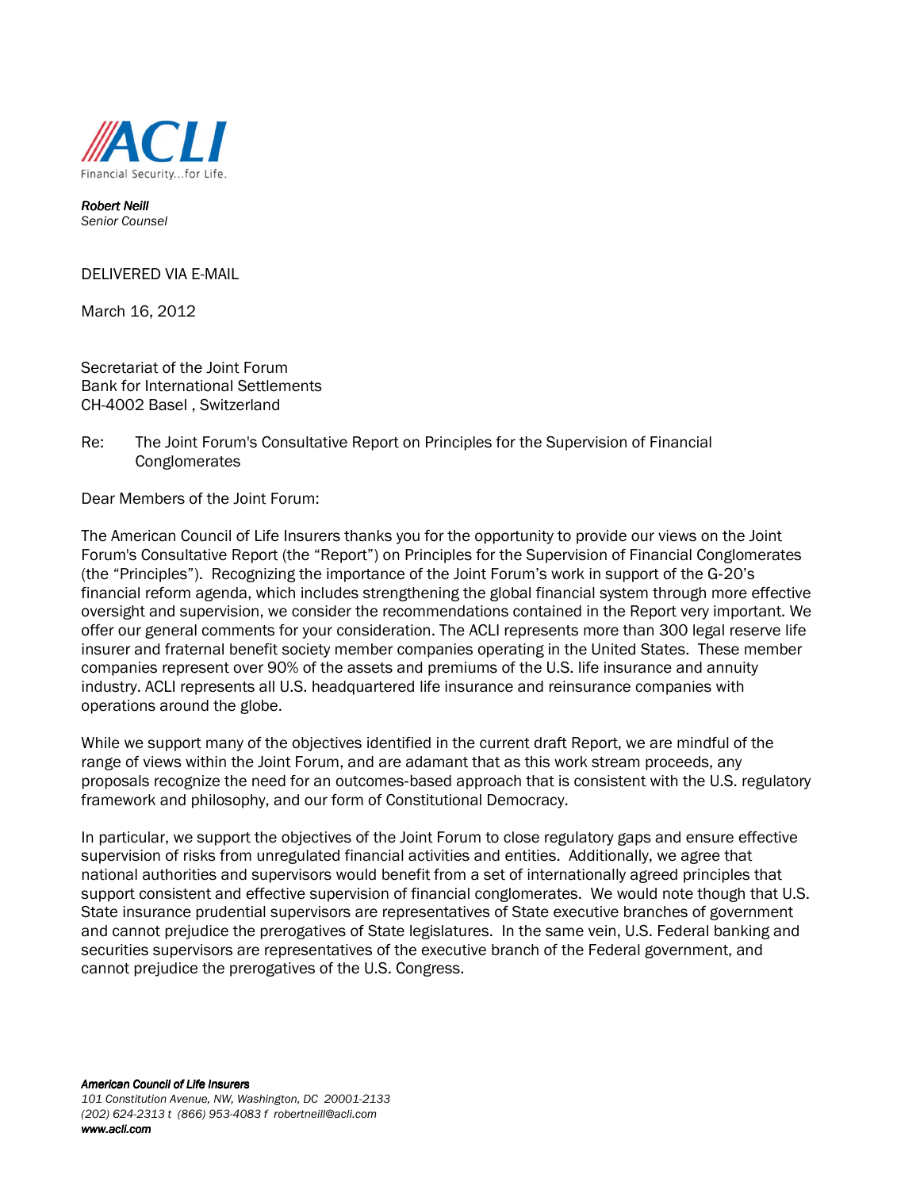ACLI
Financial Security...for Life.

*Robert Neill*
*Senior Counsel*

DELIVERED VIA E-MAIL

March 16, 2012

Secretariat of the Joint Forum
Bank for International Settlements
CH-4002 Basel , Switzerland

Re: The Joint Forum's Consultative Report on Principles for the Supervision of Financial Conglomerates

Dear Members of the Joint Forum:

The American Council of Life Insurers thanks you for the opportunity to provide our views on the Joint Forum's Consultative Report (the "Report") on Principles for the Supervision of Financial Conglomerates (the "Principles"). Recognizing the importance of the Joint Forum's work in support of the G-20's financial reform agenda, which includes strengthening the global financial system through more effective oversight and supervision, we consider the recommendations contained in the Report very important. We offer our general comments for your consideration. The ACLI represents more than 300 legal reserve life insurer and fraternal benefit society member companies operating in the United States. These member companies represent over 90% of the assets and premiums of the U.S. life insurance and annuity industry. ACLI represents all U.S. headquartered life insurance and reinsurance companies with operations around the globe.

While we support many of the objectives identified in the current draft Report, we are mindful of the range of views within the Joint Forum, and are adamant that as this work stream proceeds, any proposals recognize the need for an outcomes-based approach that is consistent with the U.S. regulatory framework and philosophy, and our form of Constitutional Democracy.

In particular, we support the objectives of the Joint Forum to close regulatory gaps and ensure effective supervision of risks from unregulated financial activities and entities. Additionally, we agree that national authorities and supervisors would benefit from a set of internationally agreed principles that support consistent and effective supervision of financial conglomerates. We would note though that U.S. State insurance prudential supervisors are representatives of State executive branches of government and cannot prejudice the prerogatives of State legislatures. In the same vein, U.S. Federal banking and securities supervisors are representatives of the executive branch of the Federal government, and cannot prejudice the prerogatives of the U.S. Congress.

***American Council of Life Insurers***
*101 Constitution Avenue, NW, Washington, DC 20001-2133*
*(202) 624-2313 t (866) 953-4083 f robertneill@acli.com*
***www.acli.com***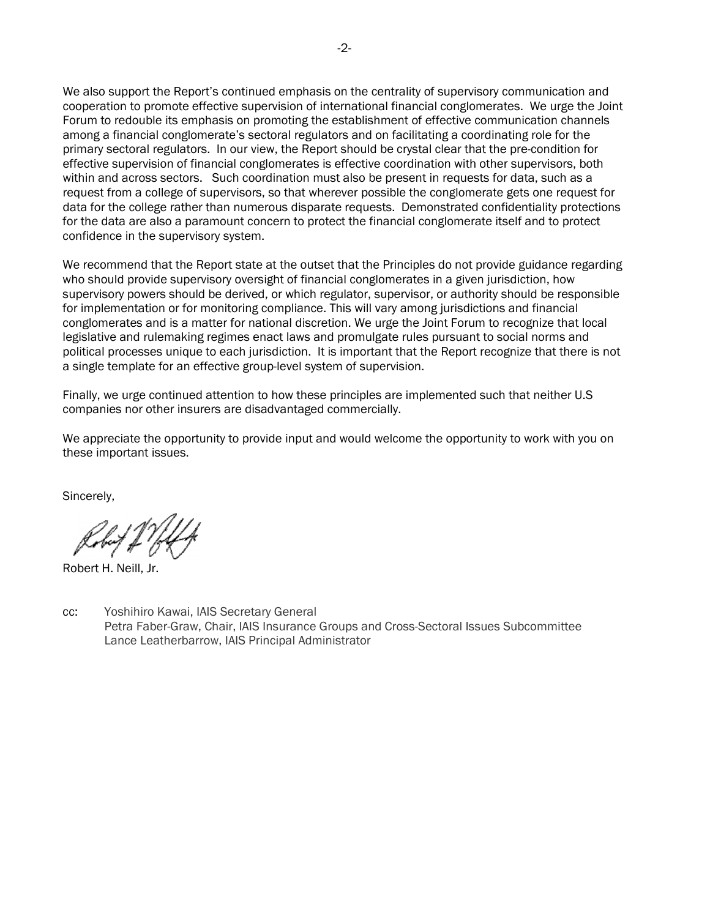We also support the Report's continued emphasis on the centrality of supervisory communication and cooperation to promote effective supervision of international financial conglomerates. We urge the Joint Forum to redouble its emphasis on promoting the establishment of effective communication channels among a financial conglomerate's sectoral regulators and on facilitating a coordinating role for the primary sectoral regulators. In our view, the Report should be crystal clear that the pre-condition for effective supervision of financial conglomerates is effective coordination with other supervisors, both within and across sectors. Such coordination must also be present in requests for data, such as a request from a college of supervisors, so that wherever possible the conglomerate gets one request for data for the college rather than numerous disparate requests. Demonstrated confidentiality protections for the data are also a paramount concern to protect the financial conglomerate itself and to protect confidence in the supervisory system.

We recommend that the Report state at the outset that the Principles do not provide guidance regarding who should provide supervisory oversight of financial conglomerates in a given jurisdiction, how supervisory powers should be derived, or which regulator, supervisor, or authority should be responsible for implementation or for monitoring compliance. This will vary among jurisdictions and financial conglomerates and is a matter for national discretion. We urge the Joint Forum to recognize that local legislative and rulemaking regimes enact laws and promulgate rules pursuant to social norms and political processes unique to each jurisdiction. It is important that the Report recognize that there is not a single template for an effective group-level system of supervision.

Finally, we urge continued attention to how these principles are implemented such that neither U.S companies nor other insurers are disadvantaged commercially.

We appreciate the opportunity to provide input and would welcome the opportunity to work with you on these important issues.

Sincerely,

Robert H. Neill, Jr.

cc: Yoshihiro Kawai, IAIS Secretary General
Petra Faber-Graw, Chair, IAIS Insurance Groups and Cross-Sectoral Issues Subcommittee
Lance Leatherbarrow, IAIS Principal Administrator